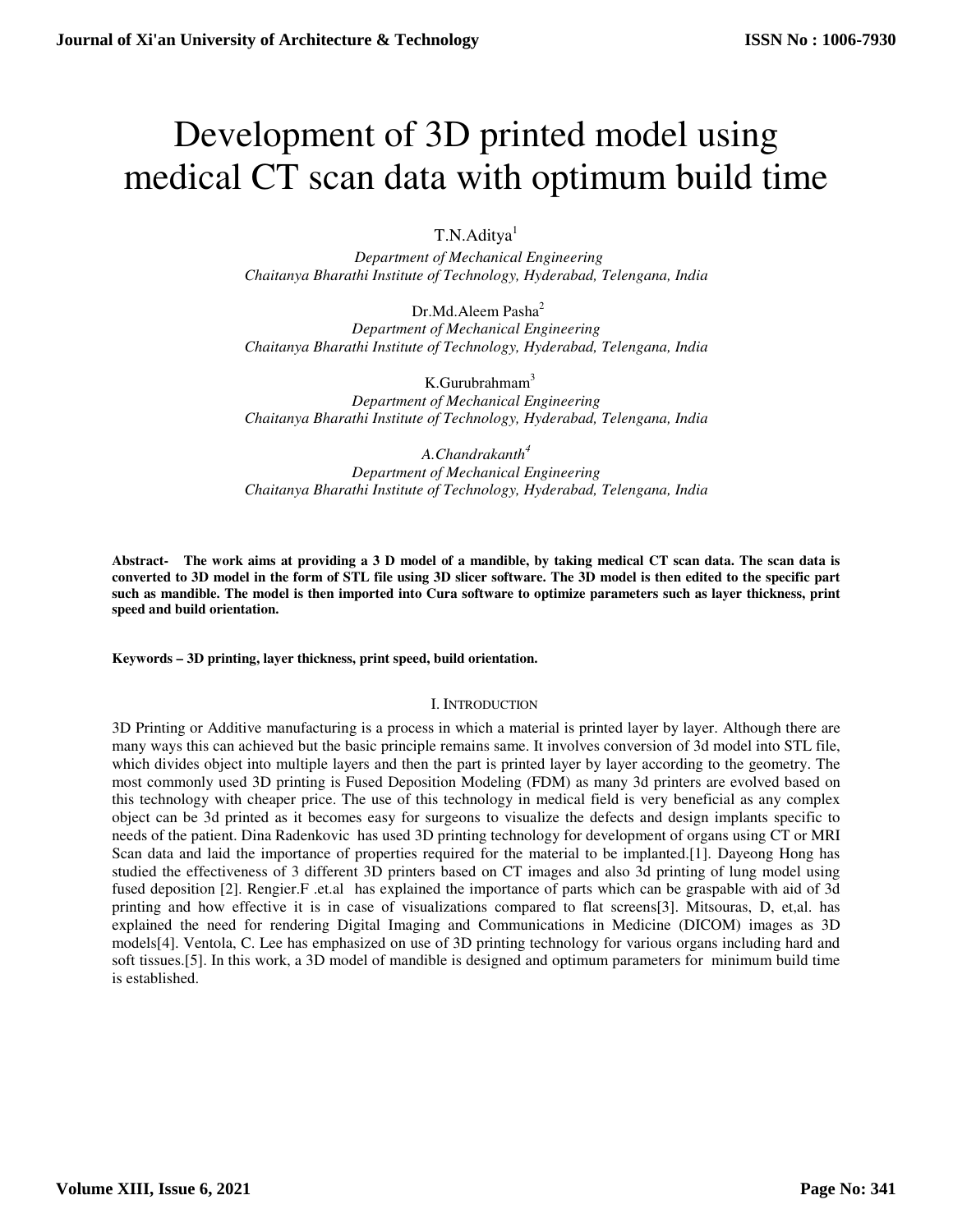# Development of 3D printed model using medical CT scan data with optimum build time

T.N.Aditya[1]

*Department of Mechanical Engineering*
*Chaitanya Bharathi Institute of Technology, Hyderabad, Telengana, India*

Dr.Md.Aleem Pasha[2]

*Department of Mechanical Engineering*
*Chaitanya Bharathi Institute of Technology, Hyderabad, Telengana, India*

K.Gurubrahmam[3]

*Department of Mechanical Engineering*
*Chaitanya Bharathi Institute of Technology, Hyderabad, Telengana, India*

*A.Chandrakanth[4]*

*Department of Mechanical Engineering*
*Chaitanya Bharathi Institute of Technology, Hyderabad, Telengana, India*

**Abstract- The work aims at providing a 3 D model of a mandible, by taking medical CT scan data. The scan data is converted to 3D model in the form of STL file using 3D slicer software. The 3D model is then edited to the specific part such as mandible. The model is then imported into Cura software to optimize parameters such as layer thickness, print speed and build orientation.**

**Keywords – 3D printing, layer thickness, print speed, build orientation.**

## I. Introduction

3D Printing or Additive manufacturing is a process in which a material is printed layer by layer. Although there are many ways this can achieved but the basic principle remains same. It involves conversion of 3d model into STL file, which divides object into multiple layers and then the part is printed layer by layer according to the geometry. The most commonly used 3D printing is Fused Deposition Modeling (FDM) as many 3d printers are evolved based on this technology with cheaper price. The use of this technology in medical field is very beneficial as any complex object can be 3d printed as it becomes easy for surgeons to visualize the defects and design implants specific to needs of the patient. Dina Radenkovic has used 3D printing technology for development of organs using CT or MRI Scan data and laid the importance of properties required for the material to be implanted.[1]. Dayeong Hong has studied the effectiveness of 3 different 3D printers based on CT images and also 3d printing of lung model using fused deposition [2]. Rengier.F .et.al has explained the importance of parts which can be graspable with aid of 3d printing and how effective it is in case of visualizations compared to flat screens[3]. Mitsouras, D, et,al. has explained the need for rendering Digital Imaging and Communications in Medicine (DICOM) images as 3D models[4]. Ventola, C. Lee has emphasized on use of 3D printing technology for various organs including hard and soft tissues.[5]. In this work, a 3D model of mandible is designed and optimum parameters for minimum build time is established.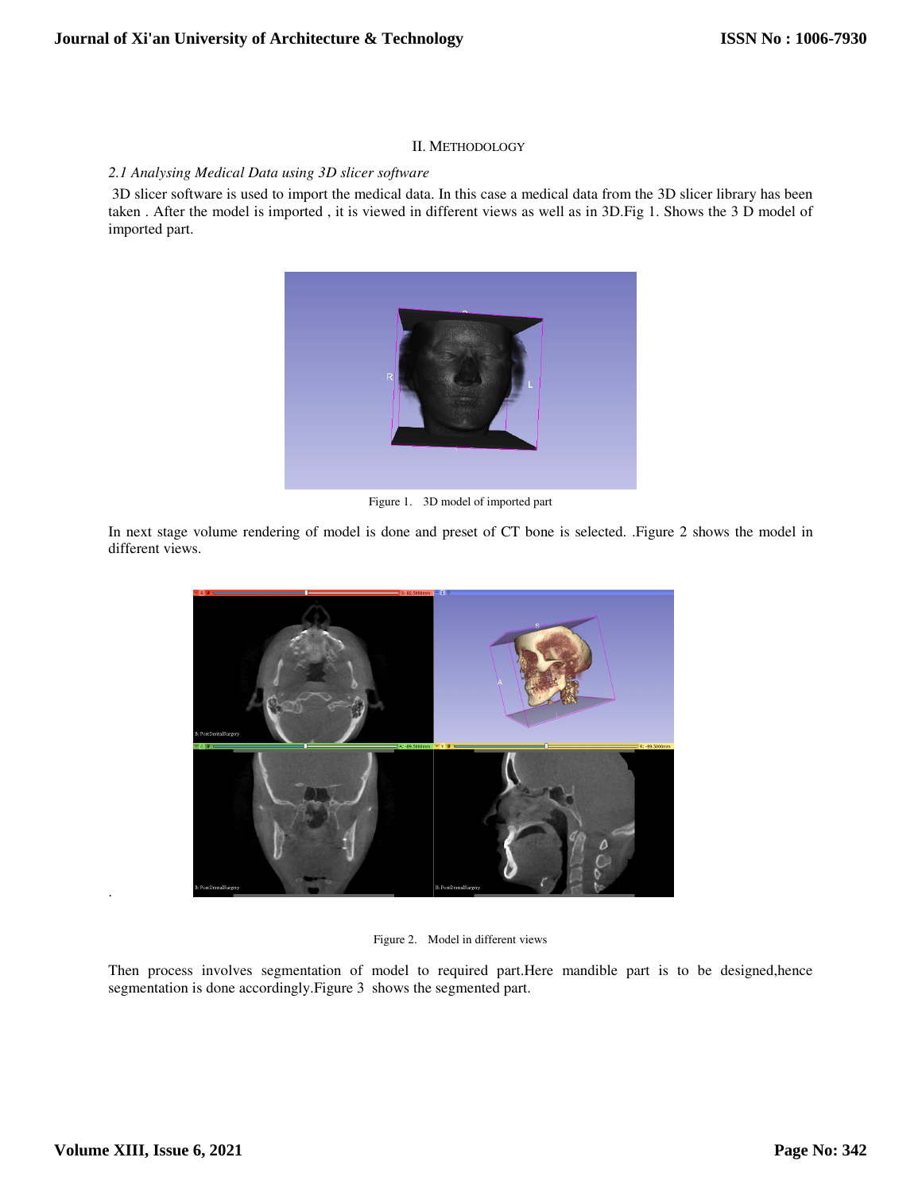## II. METHODOLOGY

### *2.1 Analysing Medical Data using 3D slicer software*

3D slicer software is used to import the medical data. In this case a medical data from the 3D slicer library has been taken . After the model is imported , it is viewed in different views as well as in 3D.Fig 1. Shows the 3 D model of imported part.

Figure 1. 3D model of imported part

In next stage volume rendering of model is done and preset of CT bone is selected. .Figure 2 shows the model in different views.

Figure 2. Model in different views

Then process involves segmentation of model to required part.Here mandible part is to be designed,hence segmentation is done accordingly.Figure 3 shows the segmented part.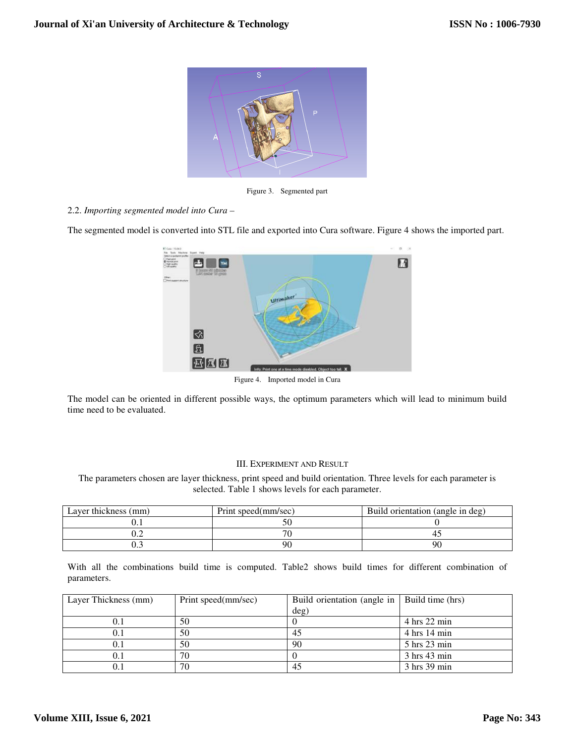Figure 3. Segmented part

2.2. *Importing segmented model into Cura –*

The segmented model is converted into STL file and exported into Cura software. Figure 4 shows the imported part.

Figure 4. Imported model in Cura

The model can be oriented in different possible ways, the optimum parameters which will lead to minimum build time need to be evaluated.

## III. Experiment and Result

The parameters chosen are layer thickness, print speed and build orientation. Three levels for each parameter is selected. Table 1 shows levels for each parameter.

| Layer thickness (mm) | Print speed(mm/sec) | Build orientation (angle in deg) |
|---|---|---|
| 0.1 | 50 | 0 |
| 0.2 | 70 | 45 |
| 0.3 | 90 | 90 |

With all the combinations build time is computed. Table2 shows build times for different combination of parameters.

| Layer Thickness (mm) | Print speed(mm/sec) | Build orientation (angle in deg) | Build time (hrs) |
|---|---|---|---|
| 0.1 | 50 | 0 | 4 hrs 22 min |
| 0.1 | 50 | 45 | 4 hrs 14 min |
| 0.1 | 50 | 90 | 5 hrs 23 min |
| 0.1 | 70 | 0 | 3 hrs 43 min |
| 0.1 | 70 | 45 | 3 hrs 39 min |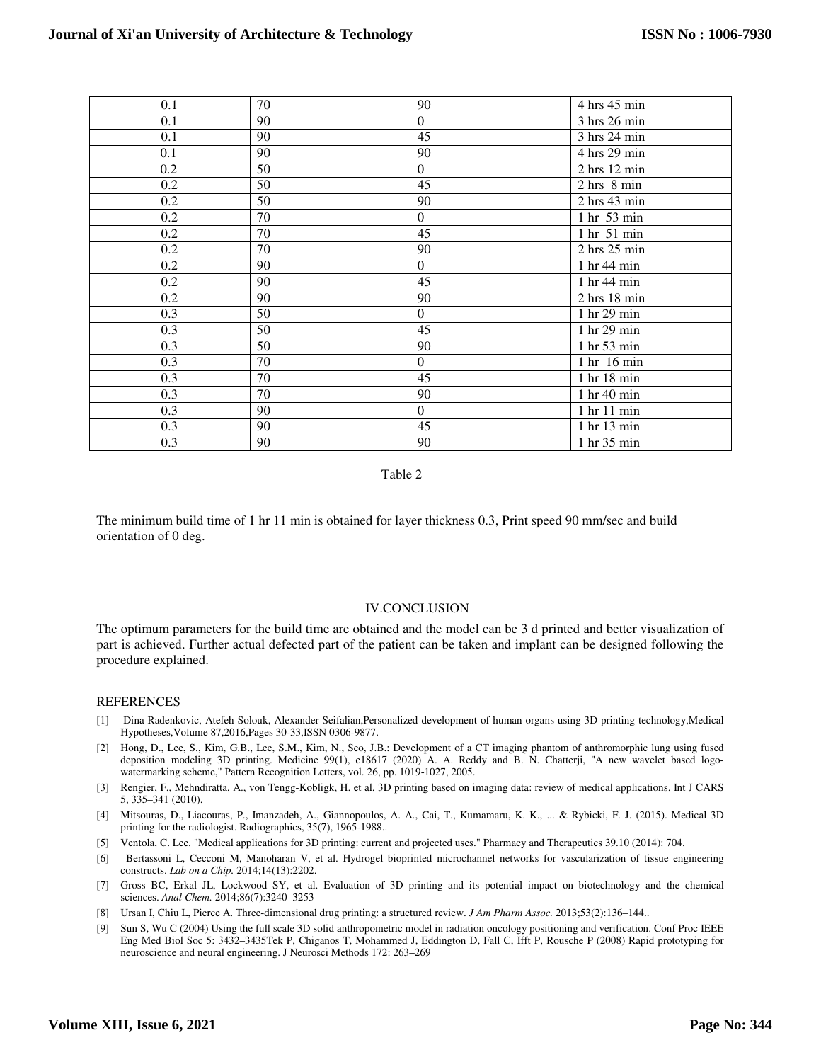| 0.1 | 70 | 90 | 4 hrs 45 min |
|---|---|---|---|
| 0.1 | 90 | 0 | 3 hrs 26 min |
| 0.1 | 90 | 45 | 3 hrs 24 min |
| 0.1 | 90 | 90 | 4 hrs 29 min |
| 0.2 | 50 | 0 | 2 hrs 12 min |
| 0.2 | 50 | 45 | 2 hrs 8 min |
| 0.2 | 50 | 90 | 2 hrs 43 min |
| 0.2 | 70 | 0 | 1 hr 53 min |
| 0.2 | 70 | 45 | 1 hr 51 min |
| 0.2 | 70 | 90 | 2 hrs 25 min |
| 0.2 | 90 | 0 | 1 hr 44 min |
| 0.2 | 90 | 45 | 1 hr 44 min |
| 0.2 | 90 | 90 | 2 hrs 18 min |
| 0.3 | 50 | 0 | 1 hr 29 min |
| 0.3 | 50 | 45 | 1 hr 29 min |
| 0.3 | 50 | 90 | 1 hr 53 min |
| 0.3 | 70 | 0 | 1 hr 16 min |
| 0.3 | 70 | 45 | 1 hr 18 min |
| 0.3 | 70 | 90 | 1 hr 40 min |
| 0.3 | 90 | 0 | 1 hr 11 min |
| 0.3 | 90 | 45 | 1 hr 13 min |
| 0.3 | 90 | 90 | 1 hr 35 min |

Table 2

The minimum build time of 1 hr 11 min is obtained for layer thickness 0.3, Print speed 90 mm/sec and build orientation of 0 deg.

## IV.CONCLUSION

The optimum parameters for the build time are obtained and the model can be 3 d printed and better visualization of part is achieved. Further actual defected part of the patient can be taken and implant can be designed following the procedure explained.

## REFERENCES

[1] Dina Radenkovic, Atefeh Solouk, Alexander Seifalian,Personalized development of human organs using 3D printing technology,Medical Hypotheses,Volume 87,2016,Pages 30-33,ISSN 0306-9877.

[2] Hong, D., Lee, S., Kim, G.B., Lee, S.M., Kim, N., Seo, J.B.: Development of a CT imaging phantom of anthromorphic lung using fused deposition modeling 3D printing. Medicine 99(1), e18617 (2020) A. A. Reddy and B. N. Chatterji, "A new wavelet based logo-watermarking scheme," Pattern Recognition Letters, vol. 26, pp. 1019-1027, 2005.

[3] Rengier, F., Mehndiratta, A., von Tengg-Kobligk, H. et al. 3D printing based on imaging data: review of medical applications. Int J CARS 5, 335–341 (2010).

[4] Mitsouras, D., Liacouras, P., Imanzadeh, A., Giannopoulos, A. A., Cai, T., Kumamaru, K. K., ... & Rybicki, F. J. (2015). Medical 3D printing for the radiologist. Radiographics, 35(7), 1965-1988..

[5] Ventola, C. Lee. "Medical applications for 3D printing: current and projected uses." Pharmacy and Therapeutics 39.10 (2014): 704.

[6] Bertassoni L, Cecconi M, Manoharan V, et al. Hydrogel bioprinted microchannel networks for vascularization of tissue engineering constructs. *Lab on a Chip.* 2014;14(13):2202.

[7] Gross BC, Erkal JL, Lockwood SY, et al. Evaluation of 3D printing and its potential impact on biotechnology and the chemical sciences. *Anal Chem.* 2014;86(7):3240–3253

[8] Ursan I, Chiu L, Pierce A. Three-dimensional drug printing: a structured review. *J Am Pharm Assoc.* 2013;53(2):136–144..

[9] Sun S, Wu C (2004) Using the full scale 3D solid anthropometric model in radiation oncology positioning and verification. Conf Proc IEEE Eng Med Biol Soc 5: 3432–3435Tek P, Chiganos T, Mohammed J, Eddington D, Fall C, Ifft P, Rousche P (2008) Rapid prototyping for neuroscience and neural engineering. J Neurosci Methods 172: 263–269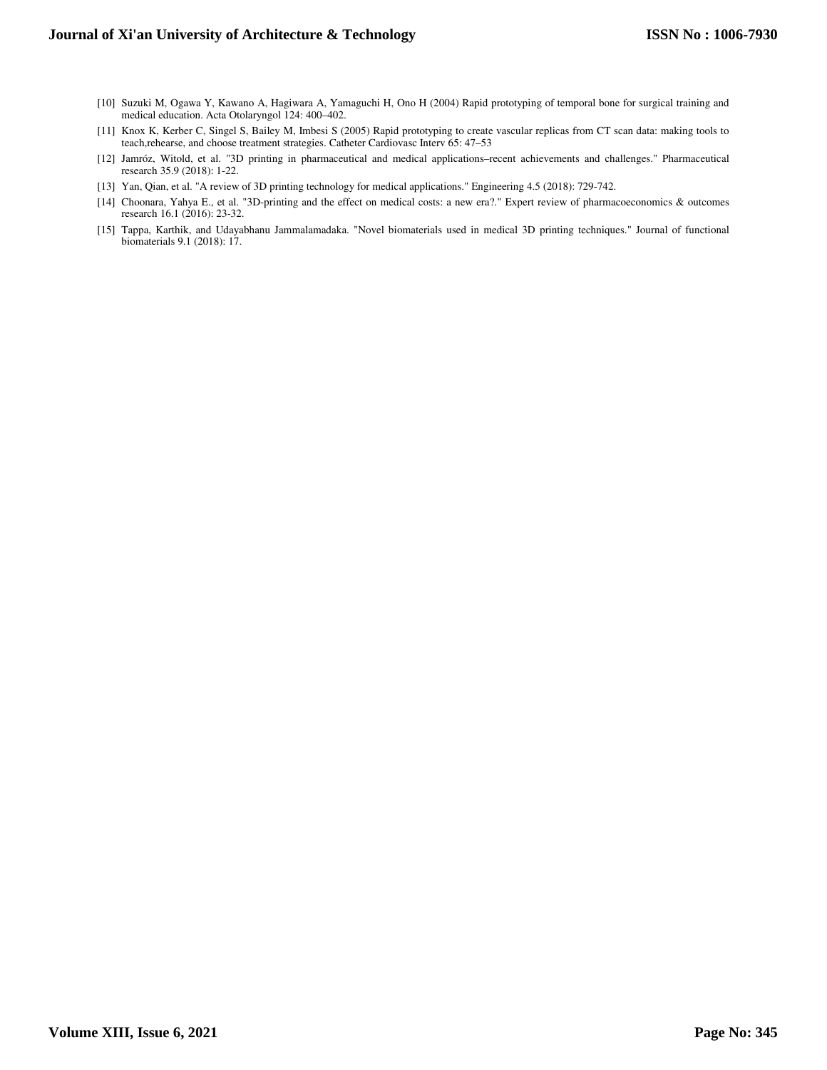[10] Suzuki M, Ogawa Y, Kawano A, Hagiwara A, Yamaguchi H, Ono H (2004) Rapid prototyping of temporal bone for surgical training and medical education. Acta Otolaryngol 124: 400–402.

[11] Knox K, Kerber C, Singel S, Bailey M, Imbesi S (2005) Rapid prototyping to create vascular replicas from CT scan data: making tools to teach,rehearse, and choose treatment strategies. Catheter Cardiovasc Interv 65: 47–53

[12] Jamróz, Witold, et al. "3D printing in pharmaceutical and medical applications–recent achievements and challenges." Pharmaceutical research 35.9 (2018): 1-22.

[13] Yan, Qian, et al. "A review of 3D printing technology for medical applications." Engineering 4.5 (2018): 729-742.

[14] Choonara, Yahya E., et al. "3D-printing and the effect on medical costs: a new era?." Expert review of pharmacoeconomics & outcomes research 16.1 (2016): 23-32.

[15] Tappa, Karthik, and Udayabhanu Jammalamadaka. "Novel biomaterials used in medical 3D printing techniques." Journal of functional biomaterials 9.1 (2018): 17.